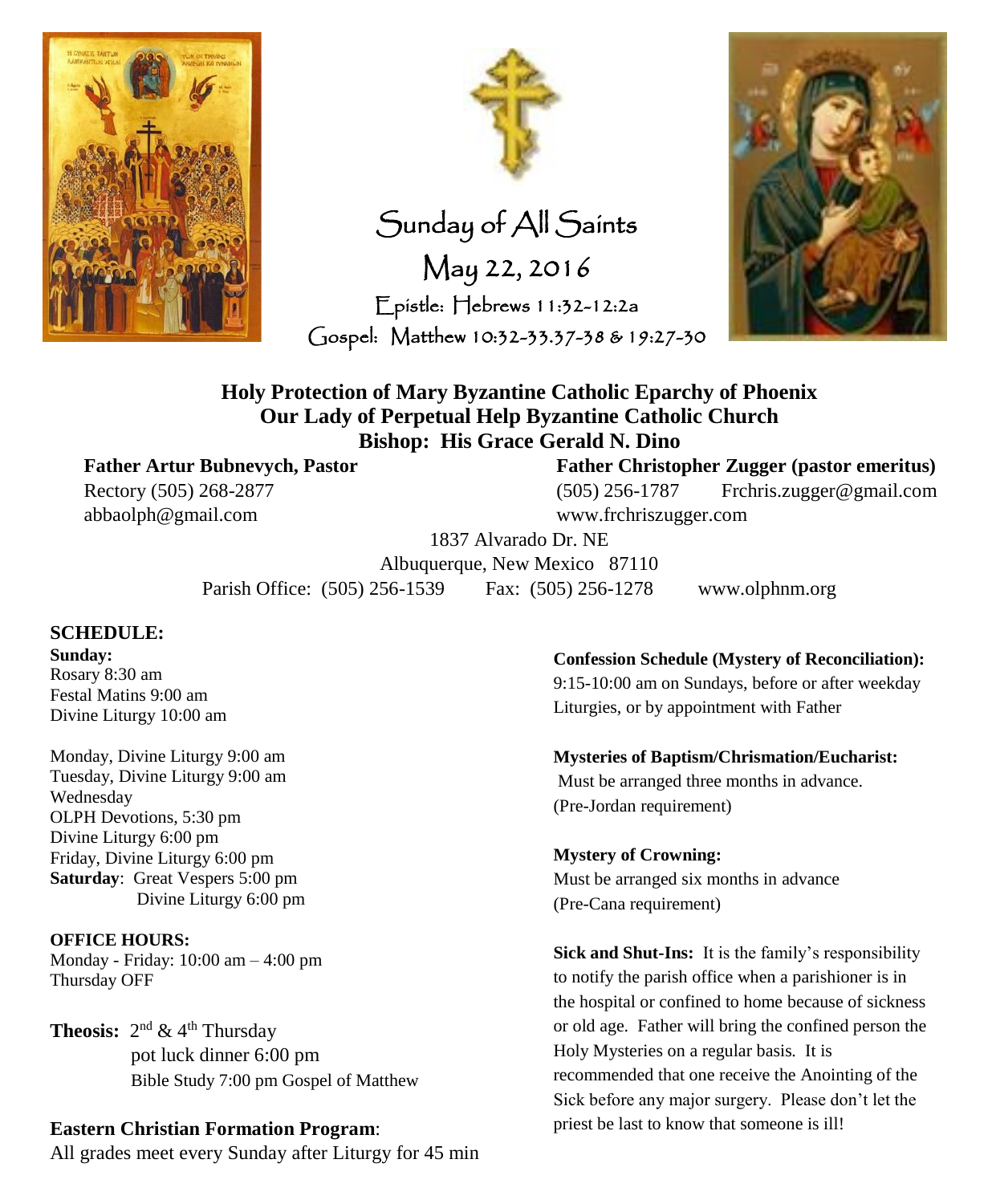# Sunday of All Saints

## May 22, 2016

Epistle: Hebrews 11:32-12:2a

Gospel: Matthew 10:32-33.37-38 & 19:27-30

**Holy Protection of Mary Byzantine Catholic Eparchy of Phoenix**
**Our Lady of Perpetual Help Byzantine Catholic Church**
**Bishop: His Grace Gerald N. Dino**

**Father Artur Bubnevych, Pastor**
Rectory (505) 268-2877
abbaolph@gmail.com

**Father Christopher Zugger (pastor emeritus)**
(505) 256-1787 Frchris.zugger@gmail.com
www.frchriszugger.com

1837 Alvarado Dr. NE
Albuquerque, New Mexico 87110
Parish Office: (505) 256-1539 Fax: (505) 256-1278 www.olphnm.org

## SCHEDULE:

**Sunday:**
Rosary 8:30 am
Festal Matins 9:00 am
Divine Liturgy 10:00 am

Monday, Divine Liturgy 9:00 am
Tuesday, Divine Liturgy 9:00 am
Wednesday
OLPH Devotions, 5:30 pm
Divine Liturgy 6:00 pm
Friday, Divine Liturgy 6:00 pm
**Saturday**: Great Vespers 5:00 pm
Divine Liturgy 6:00 pm

**OFFICE HOURS:**
Monday - Friday: 10:00 am – 4:00 pm
Thursday OFF

**Theosis:** 2nd & 4th Thursday
pot luck dinner 6:00 pm
Bible Study 7:00 pm Gospel of Matthew

**Eastern Christian Formation Program**:
All grades meet every Sunday after Liturgy for 45 min

**Confession Schedule (Mystery of Reconciliation):**
9:15-10:00 am on Sundays, before or after weekday Liturgies, or by appointment with Father

**Mysteries of Baptism/Chrismation/Eucharist:**
Must be arranged three months in advance. (Pre-Jordan requirement)

**Mystery of Crowning:**
Must be arranged six months in advance (Pre-Cana requirement)

**Sick and Shut-Ins:** It is the family's responsibility to notify the parish office when a parishioner is in the hospital or confined to home because of sickness or old age. Father will bring the confined person the Holy Mysteries on a regular basis. It is recommended that one receive the Anointing of the Sick before any major surgery. Please don't let the priest be last to know that someone is ill!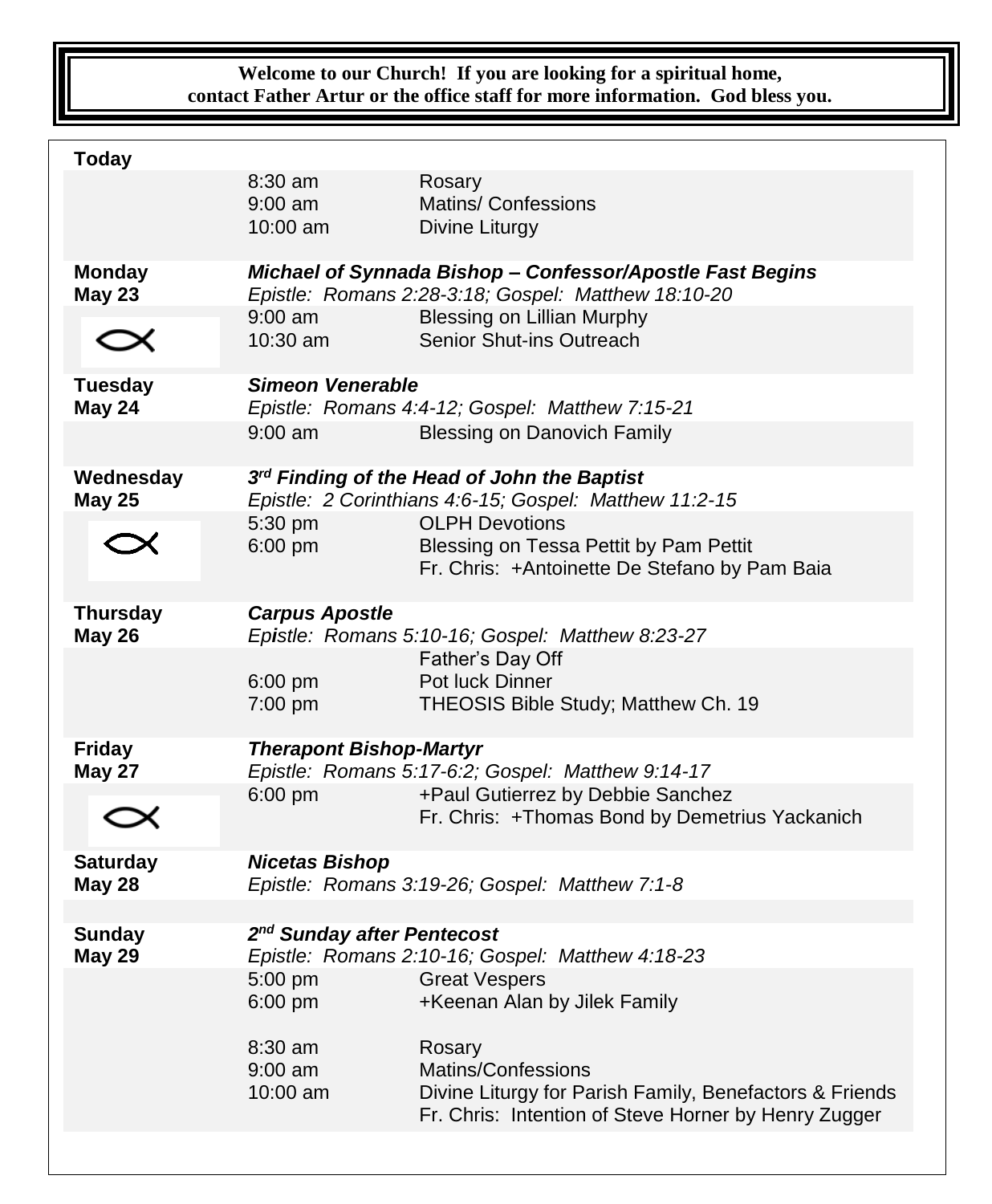**Welcome to our Church! If you are looking for a spiritual home, contact Father Artur or the office staff for more information. God bless you.**

| | | |
|---|---|---|
| **Today** | | |
| | 8:30 am | Rosary |
| | 9:00 am | Matins/ Confessions |
| | 10:00 am | Divine Liturgy |
| **Monday** | ***Michael of Synnada Bishop – Confessor/Apostle Fast Begins*** | |
| **May 23** | *Epistle: Romans 2:28-3:18; Gospel: Matthew 18:10-20* | |
| | 9:00 am | Blessing on Lillian Murphy |
| | 10:30 am | Senior Shut-ins Outreach |
| **Tuesday** | ***Simeon Venerable*** | |
| **May 24** | *Epistle: Romans 4:4-12; Gospel: Matthew 7:15-21* | |
| | 9:00 am | Blessing on Danovich Family |
| **Wednesday** | ***3rd Finding of the Head of John the Baptist*** | |
| **May 25** | *Epistle: 2 Corinthians 4:6-15; Gospel: Matthew 11:2-15* | |
| | 5:30 pm | OLPH Devotions |
| | 6:00 pm | Blessing on Tessa Pettit by Pam Pettit |
| | | Fr. Chris: +Antoinette De Stefano by Pam Baia |
| **Thursday** | ***Carpus Apostle*** | |
| **May 26** | *Epistle: Romans 5:10-16; Gospel: Matthew 8:23-27* | |
| | | Father's Day Off |
| | 6:00 pm | Pot luck Dinner |
| | 7:00 pm | THEOSIS Bible Study; Matthew Ch. 19 |
| **Friday** | ***Therapont Bishop-Martyr*** | |
| **May 27** | *Epistle: Romans 5:17-6:2; Gospel: Matthew 9:14-17* | |
| | 6:00 pm | +Paul Gutierrez by Debbie Sanchez |
| | | Fr. Chris: +Thomas Bond by Demetrius Yackanich |
| **Saturday** | ***Nicetas Bishop*** | |
| **May 28** | *Epistle: Romans 3:19-26; Gospel: Matthew 7:1-8* | |
| **Sunday** | ***2nd Sunday after Pentecost*** | |
| **May 29** | *Epistle: Romans 2:10-16; Gospel: Matthew 4:18-23* | |
| | 5:00 pm | Great Vespers |
| | 6:00 pm | +Keenan Alan by Jilek Family |
| | 8:30 am | Rosary |
| | 9:00 am | Matins/Confessions |
| | 10:00 am | Divine Liturgy for Parish Family, Benefactors & Friends |
| | | Fr. Chris: Intention of Steve Horner by Henry Zugger |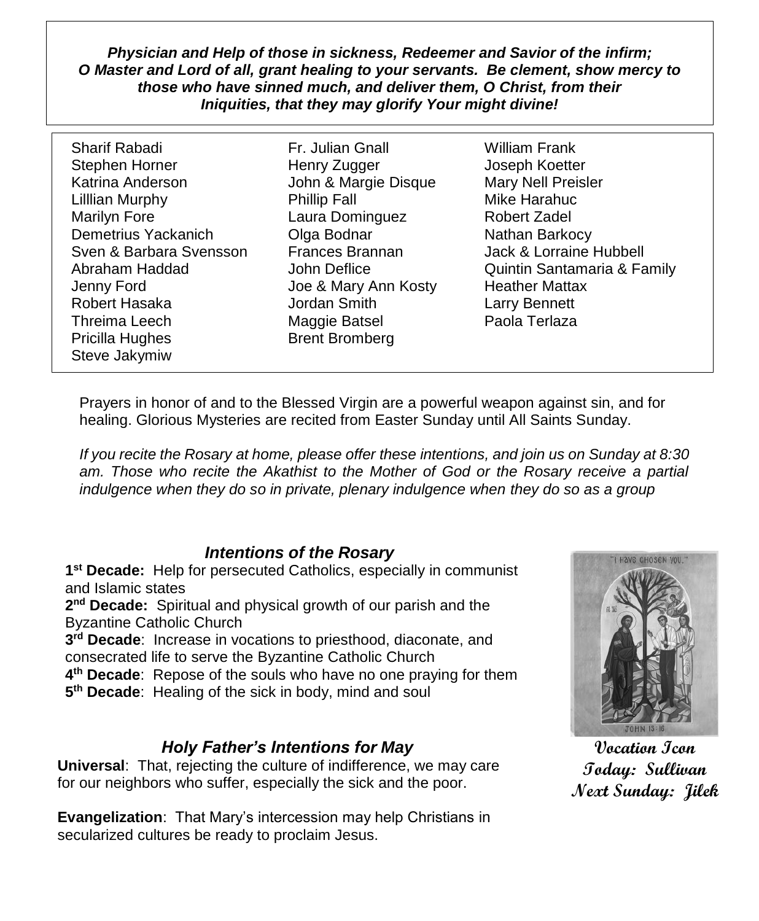***Physician and Help of those in sickness, Redeemer and Savior of the infirm; O Master and Lord of all, grant healing to your servants. Be clement, show mercy to those who have sinned much, and deliver them, O Christ, from their Iniquities, that they may glorify Your might divine!***

Sharif Rabadi
Stephen Horner
Katrina Anderson
Lilllian Murphy
Marilyn Fore
Demetrius Yackanich
Sven & Barbara Svensson
Abraham Haddad
Jenny Ford
Robert Hasaka
Threima Leech
Pricilla Hughes
Steve Jakymiw
Fr. Julian Gnall
Henry Zugger
John & Margie Disque
Phillip Fall
Laura Dominguez
Olga Bodnar
Frances Brannan
John Deflice
Joe & Mary Ann Kosty
Jordan Smith
Maggie Batsel
Brent Bromberg
William Frank
Joseph Koetter
Mary Nell Preisler
Mike Harahuc
Robert Zadel
Nathan Barkocy
Jack & Lorraine Hubbell
Quintin Santamaria & Family
Heather Mattax
Larry Bennett
Paola Terlaza

Prayers in honor of and to the Blessed Virgin are a powerful weapon against sin, and for healing. Glorious Mysteries are recited from Easter Sunday until All Saints Sunday.

*If you recite the Rosary at home, please offer these intentions, and join us on Sunday at 8:30 am. Those who recite the Akathist to the Mother of God or the Rosary receive a partial indulgence when they do so in private, plenary indulgence when they do so as a group*

### *Intentions of the Rosary*

**1st Decade:** Help for persecuted Catholics, especially in communist and Islamic states
**2nd Decade:** Spiritual and physical growth of our parish and the Byzantine Catholic Church
**3rd Decade**: Increase in vocations to priesthood, diaconate, and consecrated life to serve the Byzantine Catholic Church
**4th Decade**: Repose of the souls who have no one praying for them
**5th Decade**: Healing of the sick in body, mind and soul

"I have chosen you."
JOHN 15:16

**Vocation Icon**
**Today: Sullivan**
**Next Sunday: Jilek**

### *Holy Father's Intentions for May*

**Universal**: That, rejecting the culture of indifference, we may care for our neighbors who suffer, especially the sick and the poor.

**Evangelization**: That Mary's intercession may help Christians in secularized cultures be ready to proclaim Jesus.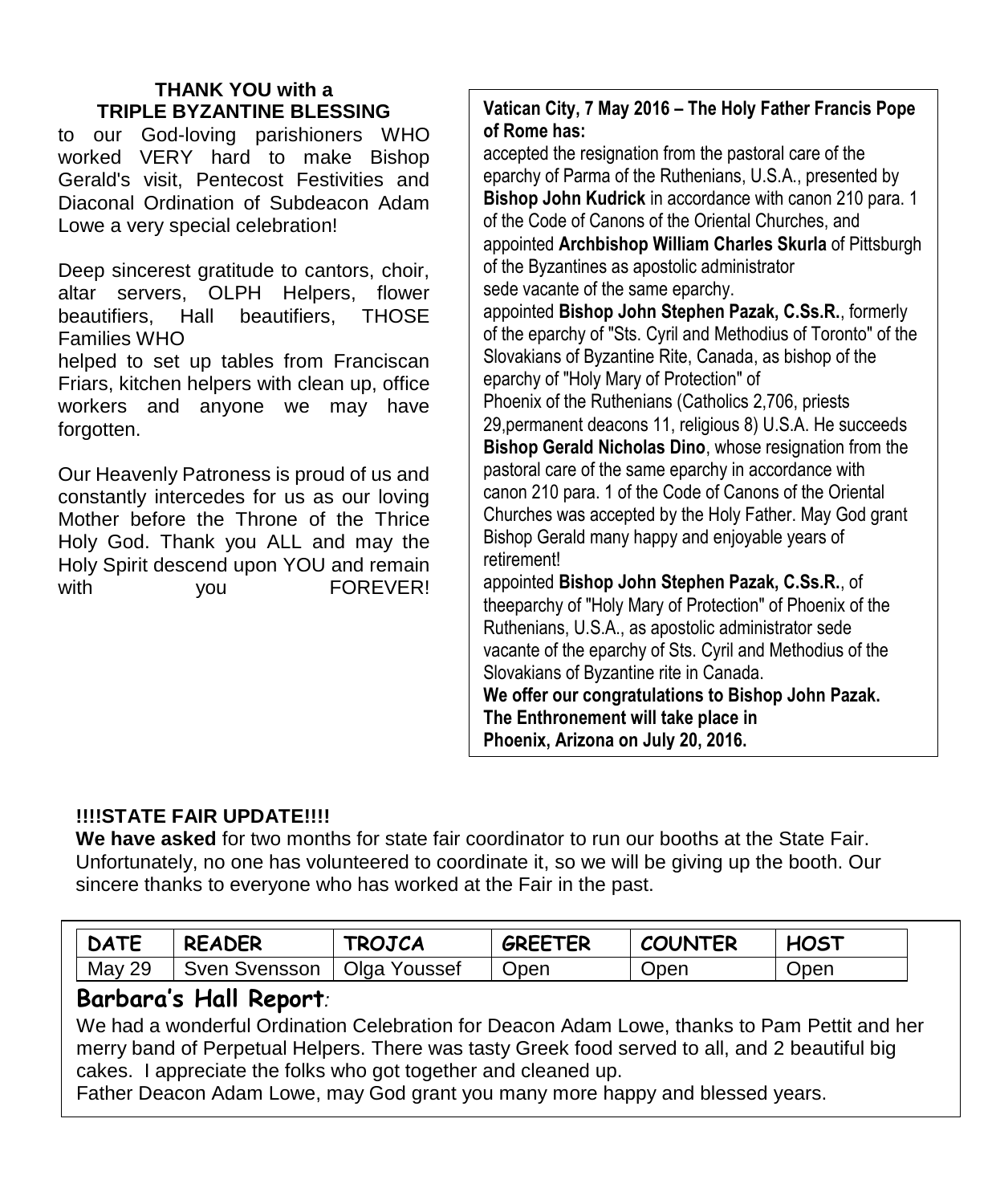**THANK YOU with a TRIPLE BYZANTINE BLESSING**

to our God-loving parishioners WHO worked VERY hard to make Bishop Gerald's visit, Pentecost Festivities and Diaconal Ordination of Subdeacon Adam Lowe a very special celebration!

Deep sincerest gratitude to cantors, choir, altar servers, OLPH Helpers, flower beautifiers, Hall beautifiers, THOSE Families WHO helped to set up tables from Franciscan Friars, kitchen helpers with clean up, office workers and anyone we may have forgotten.

Our Heavenly Patroness is proud of us and constantly intercedes for us as our loving Mother before the Throne of the Thrice Holy God. Thank you ALL and may the Holy Spirit descend upon YOU and remain with you FOREVER!

**Vatican City, 7 May 2016 – The Holy Father Francis Pope of Rome has:**

accepted the resignation from the pastoral care of the eparchy of Parma of the Ruthenians, U.S.A., presented by **Bishop John Kudrick** in accordance with canon 210 para. 1 of the Code of Canons of the Oriental Churches, and appointed **Archbishop William Charles Skurla** of Pittsburgh of the Byzantines as apostolic administrator sede vacante of the same eparchy.

appointed **Bishop John Stephen Pazak, C.Ss.R.**, formerly of the eparchy of "Sts. Cyril and Methodius of Toronto" of the Slovakians of Byzantine Rite, Canada, as bishop of the eparchy of "Holy Mary of Protection" of Phoenix of the Ruthenians (Catholics 2,706, priests 29,permanent deacons 11, religious 8) U.S.A. He succeeds **Bishop Gerald Nicholas Dino**, whose resignation from the pastoral care of the same eparchy in accordance with canon 210 para. 1 of the Code of Canons of the Oriental Churches was accepted by the Holy Father. May God grant Bishop Gerald many happy and enjoyable years of retirement!

appointed **Bishop John Stephen Pazak, C.Ss.R.**, of theeparchy of "Holy Mary of Protection" of Phoenix of the Ruthenians, U.S.A., as apostolic administrator sede vacante of the eparchy of Sts. Cyril and Methodius of the Slovakians of Byzantine rite in Canada.

**We offer our congratulations to Bishop John Pazak. The Enthronement will take place in Phoenix, Arizona on July 20, 2016.**

**!!!!STATE FAIR UPDATE!!!!**

**We have asked** for two months for state fair coordinator to run our booths at the State Fair. Unfortunately, no one has volunteered to coordinate it, so we will be giving up the booth. Our sincere thanks to everyone who has worked at the Fair in the past.

| DATE | READER | TROJCA | GREETER | COUNTER | HOST |
|---|---|---|---|---|---|
| May 29 | Sven Svensson | Olga Youssef | Open | Open | Open |

## Barbara's Hall Report:

We had a wonderful Ordination Celebration for Deacon Adam Lowe, thanks to Pam Pettit and her merry band of Perpetual Helpers. There was tasty Greek food served to all, and 2 beautiful big cakes. I appreciate the folks who got together and cleaned up.

Father Deacon Adam Lowe, may God grant you many more happy and blessed years.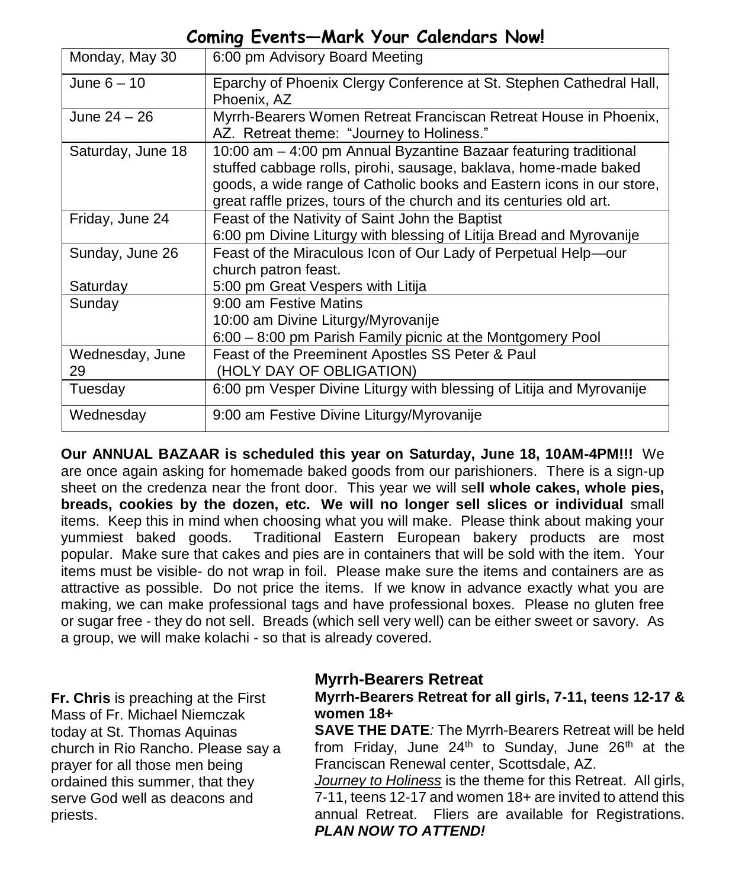## Coming Events—Mark Your Calendars Now!

| | |
|---|---|
| Monday, May 30 | 6:00 pm Advisory Board Meeting |
| June 6 – 10 | Eparchy of Phoenix Clergy Conference at St. Stephen Cathedral Hall, Phoenix, AZ |
| June 24 – 26 | Myrrh-Bearers Women Retreat Franciscan Retreat House in Phoenix, AZ. Retreat theme: "Journey to Holiness." |
| Saturday, June 18 | 10:00 am – 4:00 pm Annual Byzantine Bazaar featuring traditional stuffed cabbage rolls, pirohi, sausage, baklava, home-made baked goods, a wide range of Catholic books and Eastern icons in our store, great raffle prizes, tours of the church and its centuries old art. |
| Friday, June 24 | Feast of the Nativity of Saint John the Baptist<br>6:00 pm Divine Liturgy with blessing of Litija Bread and Myrovanije |
| Sunday, June 26<br><br>Saturday | Feast of the Miraculous Icon of Our Lady of Perpetual Help—our church patron feast.<br>5:00 pm Great Vespers with Litija |
| Sunday | 9:00 am Festive Matins<br>10:00 am Divine Liturgy/Myrovanije<br>6:00 – 8:00 pm Parish Family picnic at the Montgomery Pool |
| Wednesday, June 29 | Feast of the Preeminent Apostles SS Peter & Paul<br>(HOLY DAY OF OBLIGATION) |
| Tuesday | 6:00 pm Vesper Divine Liturgy with blessing of Litija and Myrovanije |
| Wednesday | 9:00 am Festive Divine Liturgy/Myrovanije |

**Our ANNUAL BAZAAR is scheduled this year on Saturday, June 18, 10AM-4PM!!!** We are once again asking for homemade baked goods from our parishioners. There is a sign-up sheet on the credenza near the front door. This year we will se**ll whole cakes, whole pies, breads, cookies by the dozen, etc. We will no longer sell slices or individual** small items. Keep this in mind when choosing what you will make. Please think about making your yummiest baked goods. Traditional Eastern European bakery products are most popular. Make sure that cakes and pies are in containers that will be sold with the item. Your items must be visible- do not wrap in foil. Please make sure the items and containers are as attractive as possible. Do not price the items. If we know in advance exactly what you are making, we can make professional tags and have professional boxes. Please no gluten free or sugar free - they do not sell. Breads (which sell very well) can be either sweet or savory. As a group, we will make kolachi - so that is already covered.

**Fr. Chris** is preaching at the First Mass of Fr. Michael Niemczak today at St. Thomas Aquinas church in Rio Rancho. Please say a prayer for all those men being ordained this summer, that they serve God well as deacons and priests.

### Myrrh-Bearers Retreat

**Myrrh-Bearers Retreat for all girls, 7-11, teens 12-17 & women 18+**

**SAVE THE DATE***:* The Myrrh-Bearers Retreat will be held from Friday, June 24th to Sunday, June 26th at the Franciscan Renewal center, Scottsdale, AZ.

*Journey to Holiness* is the theme for this Retreat. All girls, 7-11, teens 12-17 and women 18+ are invited to attend this annual Retreat. Fliers are available for Registrations. ***PLAN NOW TO ATTEND!***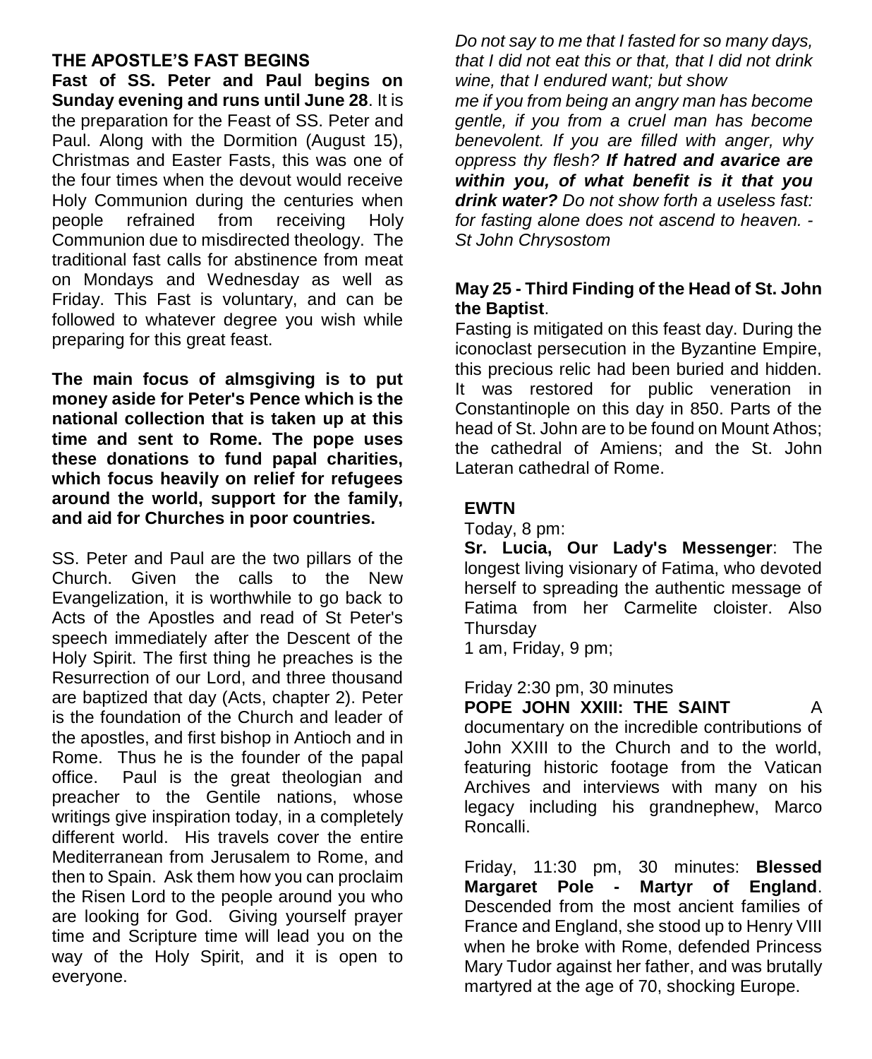## THE APOSTLE'S FAST BEGINS

**Fast of SS. Peter and Paul begins on Sunday evening and runs until June 28**. It is the preparation for the Feast of SS. Peter and Paul. Along with the Dormition (August 15), Christmas and Easter Fasts, this was one of the four times when the devout would receive Holy Communion during the centuries when people refrained from receiving Holy Communion due to misdirected theology. The traditional fast calls for abstinence from meat on Mondays and Wednesday as well as Friday. This Fast is voluntary, and can be followed to whatever degree you wish while preparing for this great feast.

**The main focus of almsgiving is to put money aside for Peter's Pence which is the national collection that is taken up at this time and sent to Rome. The pope uses these donations to fund papal charities, which focus heavily on relief for refugees around the world, support for the family, and aid for Churches in poor countries.**

SS. Peter and Paul are the two pillars of the Church. Given the calls to the New Evangelization, it is worthwhile to go back to Acts of the Apostles and read of St Peter's speech immediately after the Descent of the Holy Spirit. The first thing he preaches is the Resurrection of our Lord, and three thousand are baptized that day (Acts, chapter 2). Peter is the foundation of the Church and leader of the apostles, and first bishop in Antioch and in Rome. Thus he is the founder of the papal office. Paul is the great theologian and preacher to the Gentile nations, whose writings give inspiration today, in a completely different world. His travels cover the entire Mediterranean from Jerusalem to Rome, and then to Spain. Ask them how you can proclaim the Risen Lord to the people around you who are looking for God. Giving yourself prayer time and Scripture time will lead you on the way of the Holy Spirit, and it is open to everyone.

*Do not say to me that I fasted for so many days, that I did not eat this or that, that I did not drink wine, that I endured want; but show me if you from being an angry man has become gentle, if you from a cruel man has become benevolent. If you are filled with anger, why oppress thy flesh?* ***If hatred and avarice are within you, of what benefit is it that you drink water?*** *Do not show forth a useless fast: for fasting alone does not ascend to heaven. - St John Chrysostom*

### May 25 - Third Finding of the Head of St. John the Baptist.

Fasting is mitigated on this feast day. During the iconoclast persecution in the Byzantine Empire, this precious relic had been buried and hidden. It was restored for public veneration in Constantinople on this day in 850. Parts of the head of St. John are to be found on Mount Athos; the cathedral of Amiens; and the St. John Lateran cathedral of Rome.

### EWTN

Today, 8 pm:

**Sr. Lucia, Our Lady's Messenger**: The longest living visionary of Fatima, who devoted herself to spreading the authentic message of Fatima from her Carmelite cloister. Also Thursday
1 am, Friday, 9 pm;

Friday 2:30 pm, 30 minutes
**POPE JOHN XXIII: THE SAINT** A documentary on the incredible contributions of John XXIII to the Church and to the world, featuring historic footage from the Vatican Archives and interviews with many on his legacy including his grandnephew, Marco Roncalli.

Friday, 11:30 pm, 30 minutes: **Blessed Margaret Pole - Martyr of England**. Descended from the most ancient families of France and England, she stood up to Henry VIII when he broke with Rome, defended Princess Mary Tudor against her father, and was brutally martyred at the age of 70, shocking Europe.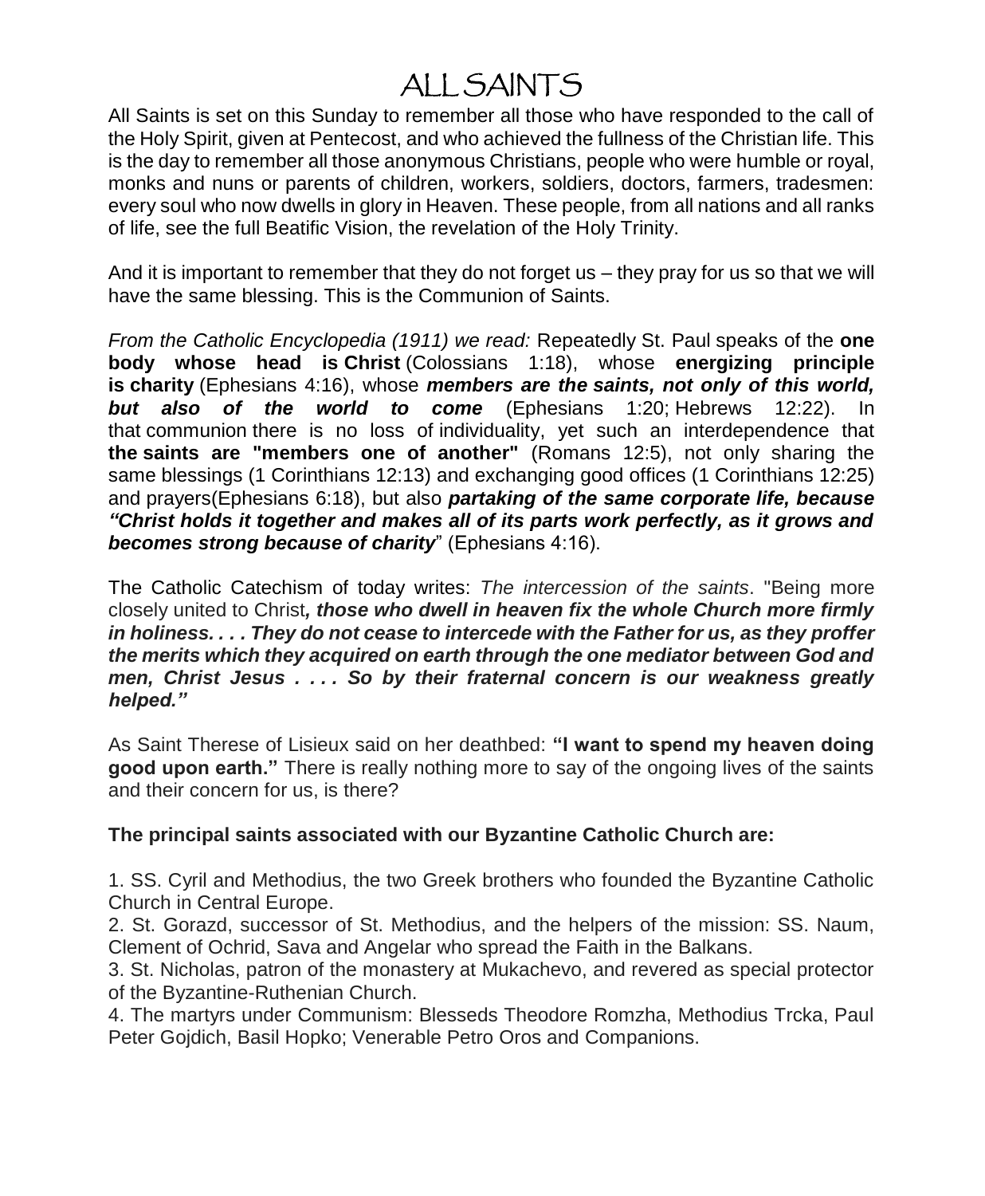# ALL SAINTS

All Saints is set on this Sunday to remember all those who have responded to the call of the Holy Spirit, given at Pentecost, and who achieved the fullness of the Christian life. This is the day to remember all those anonymous Christians, people who were humble or royal, monks and nuns or parents of children, workers, soldiers, doctors, farmers, tradesmen: every soul who now dwells in glory in Heaven. These people, from all nations and all ranks of life, see the full Beatific Vision, the revelation of the Holy Trinity.

And it is important to remember that they do not forget us – they pray for us so that we will have the same blessing. This is the Communion of Saints.

*From the Catholic Encyclopedia (1911) we read:* Repeatedly St. Paul speaks of the **one body whose head is Christ** (Colossians 1:18), whose **energizing principle is charity** (Ephesians 4:16), whose ***members are the saints, not only of this world, but also of the world to come*** (Ephesians 1:20; Hebrews 12:22). In that communion there is no loss of individuality, yet such an interdependence that **the saints are "members one of another"** (Romans 12:5), not only sharing the same blessings (1 Corinthians 12:13) and exchanging good offices (1 Corinthians 12:25) and prayers(Ephesians 6:18), but also ***partaking of the same corporate life, because "Christ holds it together and makes all of its parts work perfectly, as it grows and becomes strong because of charity***" (Ephesians 4:16).

The Catholic Catechism of today writes: *The intercession of the saints*. "Being more closely united to Christ***, those who dwell in heaven fix the whole Church more firmly in holiness. . . . They do not cease to intercede with the Father for us, as they proffer the merits which they acquired on earth through the one mediator between God and men, Christ Jesus . . . . So by their fraternal concern is our weakness greatly helped."***

As Saint Therese of Lisieux said on her deathbed: **"I want to spend my heaven doing good upon earth."** There is really nothing more to say of the ongoing lives of the saints and their concern for us, is there?

**The principal saints associated with our Byzantine Catholic Church are:**

1. SS. Cyril and Methodius, the two Greek brothers who founded the Byzantine Catholic Church in Central Europe.
2. St. Gorazd, successor of St. Methodius, and the helpers of the mission: SS. Naum, Clement of Ochrid, Sava and Angelar who spread the Faith in the Balkans.
3. St. Nicholas, patron of the monastery at Mukachevo, and revered as special protector of the Byzantine-Ruthenian Church.
4. The martyrs under Communism: Blesseds Theodore Romzha, Methodius Trcka, Paul Peter Gojdich, Basil Hopko; Venerable Petro Oros and Companions.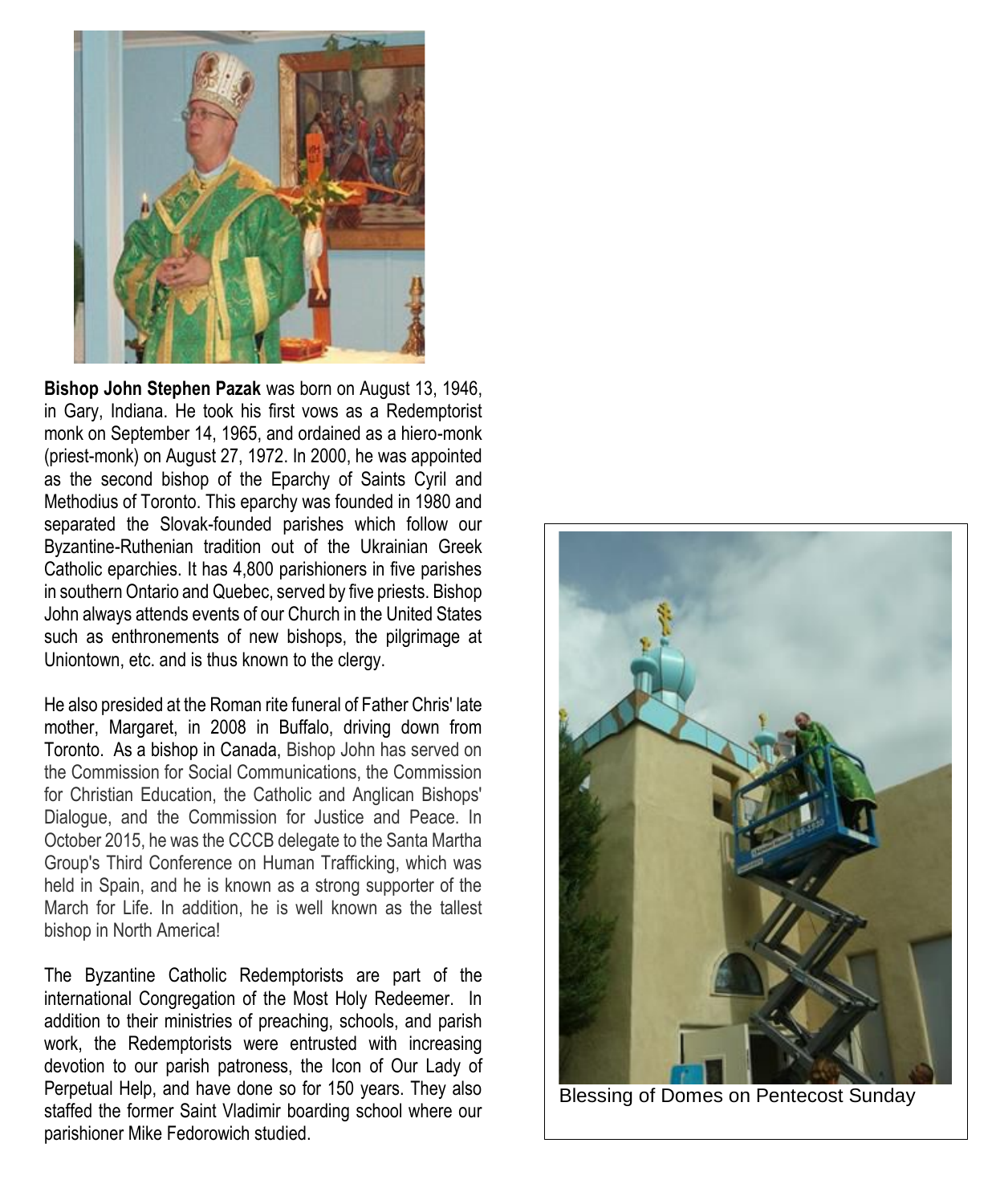**Bishop John Stephen Pazak** was born on August 13, 1946, in Gary, Indiana. He took his first vows as a Redemptorist monk on September 14, 1965, and ordained as a hiero-monk (priest-monk) on August 27, 1972. In 2000, he was appointed as the second bishop of the Eparchy of Saints Cyril and Methodius of Toronto. This eparchy was founded in 1980 and separated the Slovak-founded parishes which follow our Byzantine-Ruthenian tradition out of the Ukrainian Greek Catholic eparchies. It has 4,800 parishioners in five parishes in southern Ontario and Quebec, served by five priests. Bishop John always attends events of our Church in the United States such as enthronements of new bishops, the pilgrimage at Uniontown, etc. and is thus known to the clergy.

He also presided at the Roman rite funeral of Father Chris' late mother, Margaret, in 2008 in Buffalo, driving down from Toronto. As a bishop in Canada, Bishop John has served on the Commission for Social Communications, the Commission for Christian Education, the Catholic and Anglican Bishops' Dialogue, and the Commission for Justice and Peace. In October 2015, he was the CCCB delegate to the Santa Martha Group's Third Conference on Human Trafficking, which was held in Spain, and he is known as a strong supporter of the March for Life. In addition, he is well known as the tallest bishop in North America!

The Byzantine Catholic Redemptorists are part of the international Congregation of the Most Holy Redeemer. In addition to their ministries of preaching, schools, and parish work, the Redemptorists were entrusted with increasing devotion to our parish patroness, the Icon of Our Lady of Perpetual Help, and have done so for 150 years. They also staffed the former Saint Vladimir boarding school where our parishioner Mike Fedorowich studied.

Blessing of Domes on Pentecost Sunday